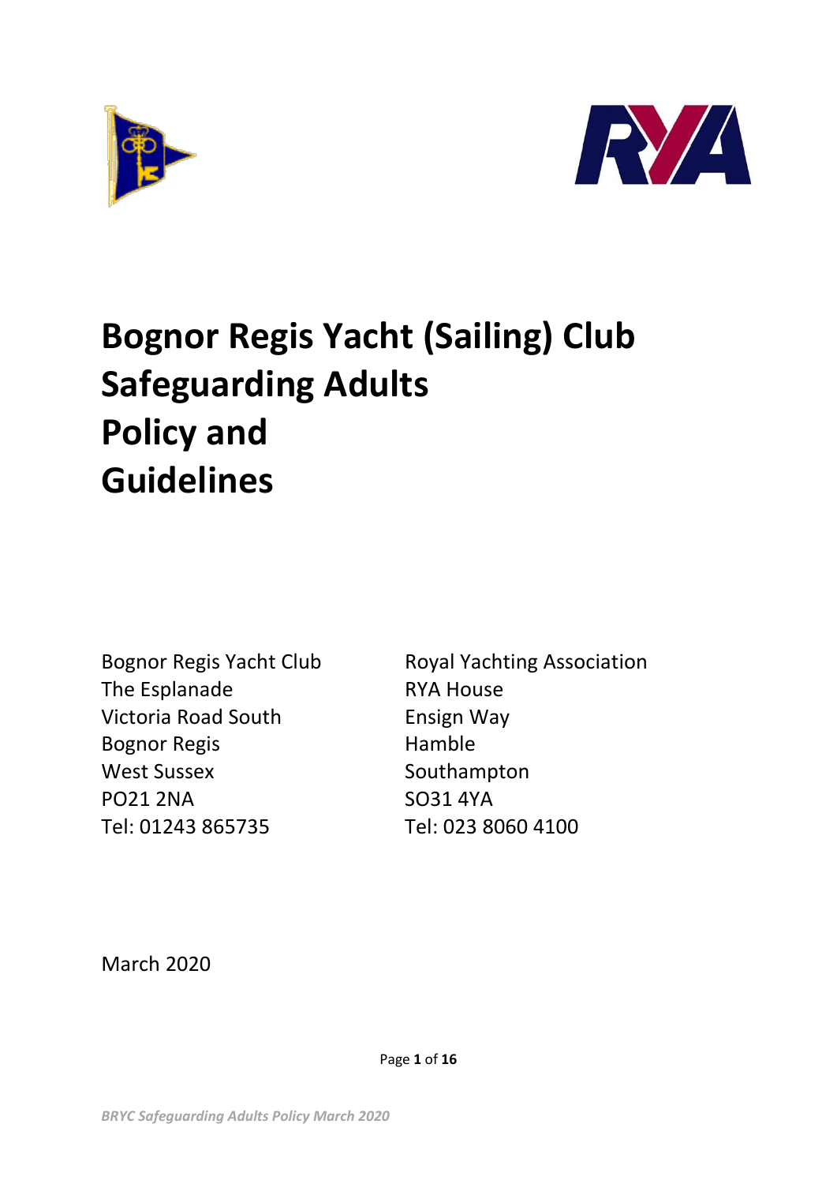# Bognor Regis Yacht (Sailing) Club Safeguarding Adults Policy and Guidelines

Bognor Regis Yacht Club
The Esplanade
Victoria Road South
Bognor Regis
West Sussex
PO21 2NA
Tel: 01243 865735

Royal Yachting Association
RYA House
Ensign Way
Hamble
Southampton
SO31 4YA
Tel: 023 8060 4100

March 2020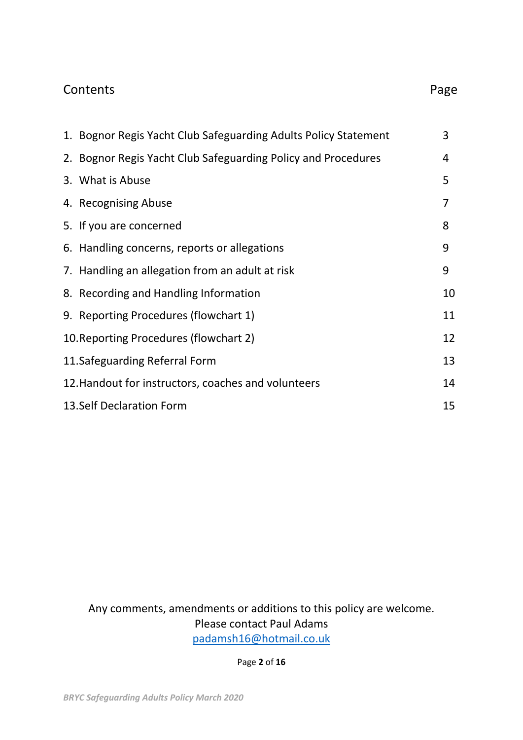| Contents | Page |
|---|---|
| 1. Bognor Regis Yacht Club Safeguarding Adults Policy Statement | 3 |
| 2. Bognor Regis Yacht Club Safeguarding Policy and Procedures | 4 |
| 3. What is Abuse | 5 |
| 4. Recognising Abuse | 7 |
| 5. If you are concerned | 8 |
| 6. Handling concerns, reports or allegations | 9 |
| 7. Handling an allegation from an adult at risk | 9 |
| 8. Recording and Handling Information | 10 |
| 9. Reporting Procedures (flowchart 1) | 11 |
| 10. Reporting Procedures (flowchart 2) | 12 |
| 11. Safeguarding Referral Form | 13 |
| 12. Handout for instructors, coaches and volunteers | 14 |
| 13. Self Declaration Form | 15 |

Any comments, amendments or additions to this policy are welcome.
Please contact Paul Adams
padamsh16@hotmail.co.uk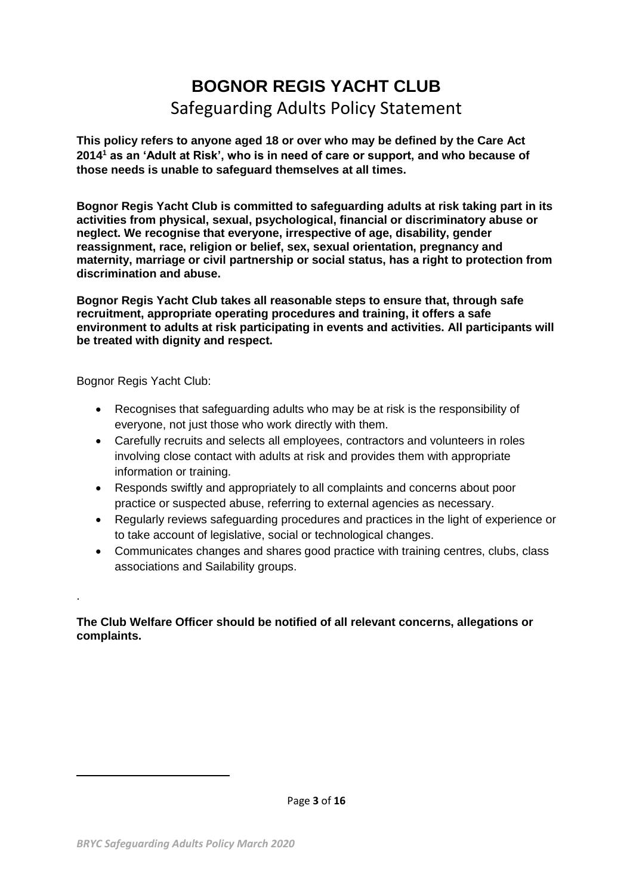# BOGNOR REGIS YACHT CLUB

## Safeguarding Adults Policy Statement

**This policy refers to anyone aged 18 or over who may be defined by the Care Act 2014[1] as an 'Adult at Risk', who is in need of care or support, and who because of those needs is unable to safeguard themselves at all times.**

**Bognor Regis Yacht Club is committed to safeguarding adults at risk taking part in its activities from physical, sexual, psychological, financial or discriminatory abuse or neglect. We recognise that everyone, irrespective of age, disability, gender reassignment, race, religion or belief, sex, sexual orientation, pregnancy and maternity, marriage or civil partnership or social status, has a right to protection from discrimination and abuse.**

**Bognor Regis Yacht Club takes all reasonable steps to ensure that, through safe recruitment, appropriate operating procedures and training, it offers a safe environment to adults at risk participating in events and activities. All participants will be treated with dignity and respect.**

Bognor Regis Yacht Club:

- Recognises that safeguarding adults who may be at risk is the responsibility of everyone, not just those who work directly with them.
- Carefully recruits and selects all employees, contractors and volunteers in roles involving close contact with adults at risk and provides them with appropriate information or training.
- Responds swiftly and appropriately to all complaints and concerns about poor practice or suspected abuse, referring to external agencies as necessary.
- Regularly reviews safeguarding procedures and practices in the light of experience or to take account of legislative, social or technological changes.
- Communicates changes and shares good practice with training centres, clubs, class associations and Sailability groups.

.

**The Club Welfare Officer should be notified of all relevant concerns, allegations or complaints.**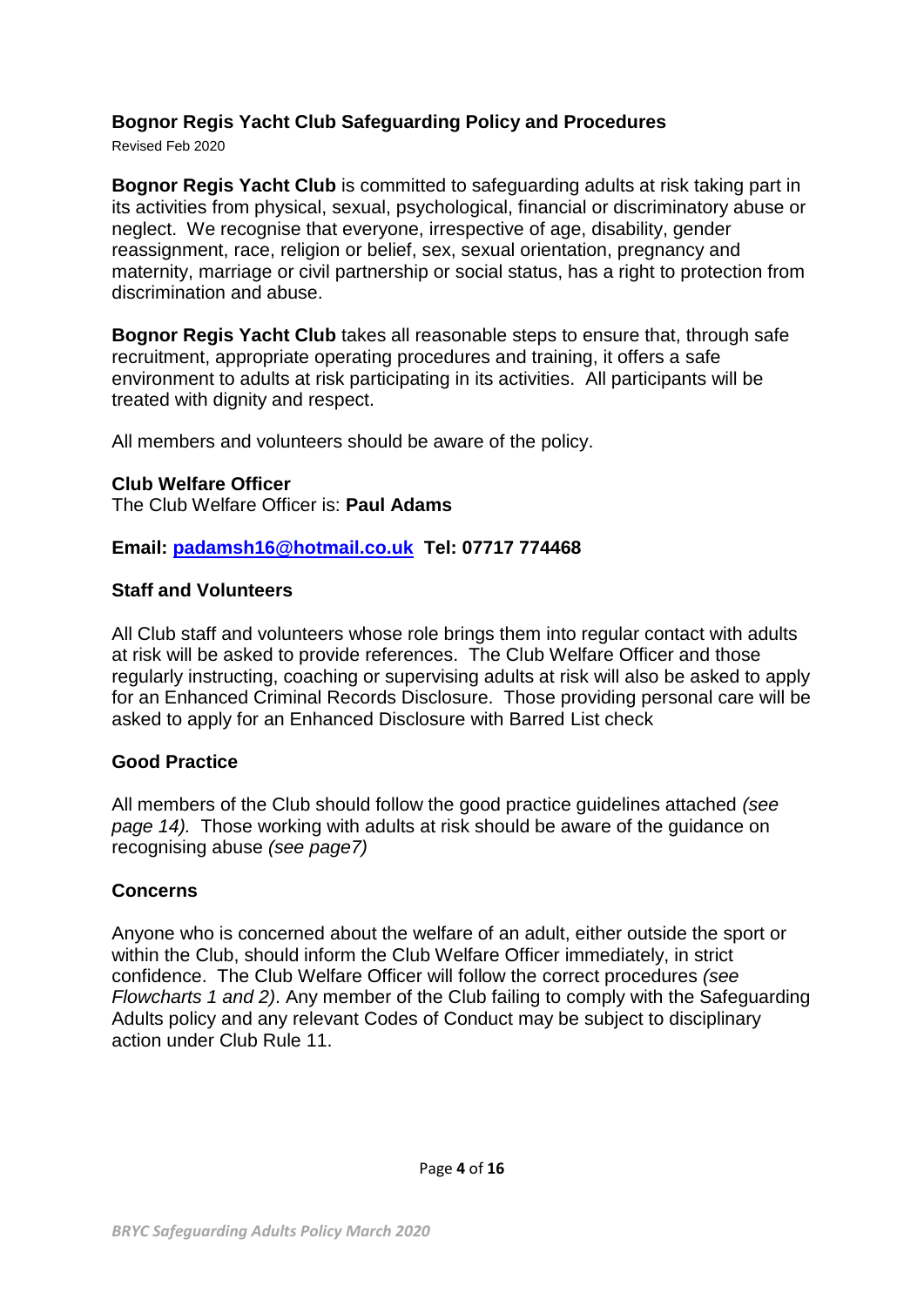## Bognor Regis Yacht Club Safeguarding Policy and Procedures

Revised Feb 2020

**Bognor Regis Yacht Club** is committed to safeguarding adults at risk taking part in its activities from physical, sexual, psychological, financial or discriminatory abuse or neglect. We recognise that everyone, irrespective of age, disability, gender reassignment, race, religion or belief, sex, sexual orientation, pregnancy and maternity, marriage or civil partnership or social status, has a right to protection from discrimination and abuse.

**Bognor Regis Yacht Club** takes all reasonable steps to ensure that, through safe recruitment, appropriate operating procedures and training, it offers a safe environment to adults at risk participating in its activities. All participants will be treated with dignity and respect.

All members and volunteers should be aware of the policy.

### Club Welfare Officer

The Club Welfare Officer is: **Paul Adams**

**Email: [padamsh16@hotmail.co.uk](mailto:padamsh16@hotmail.co.uk) Tel: 07717 774468**

### Staff and Volunteers

All Club staff and volunteers whose role brings them into regular contact with adults at risk will be asked to provide references. The Club Welfare Officer and those regularly instructing, coaching or supervising adults at risk will also be asked to apply for an Enhanced Criminal Records Disclosure. Those providing personal care will be asked to apply for an Enhanced Disclosure with Barred List check

### Good Practice

All members of the Club should follow the good practice guidelines attached *(see page 14).* Those working with adults at risk should be aware of the guidance on recognising abuse *(see page7)*

### Concerns

Anyone who is concerned about the welfare of an adult, either outside the sport or within the Club, should inform the Club Welfare Officer immediately, in strict confidence. The Club Welfare Officer will follow the correct procedures *(see Flowcharts 1 and 2)*. Any member of the Club failing to comply with the Safeguarding Adults policy and any relevant Codes of Conduct may be subject to disciplinary action under Club Rule 11.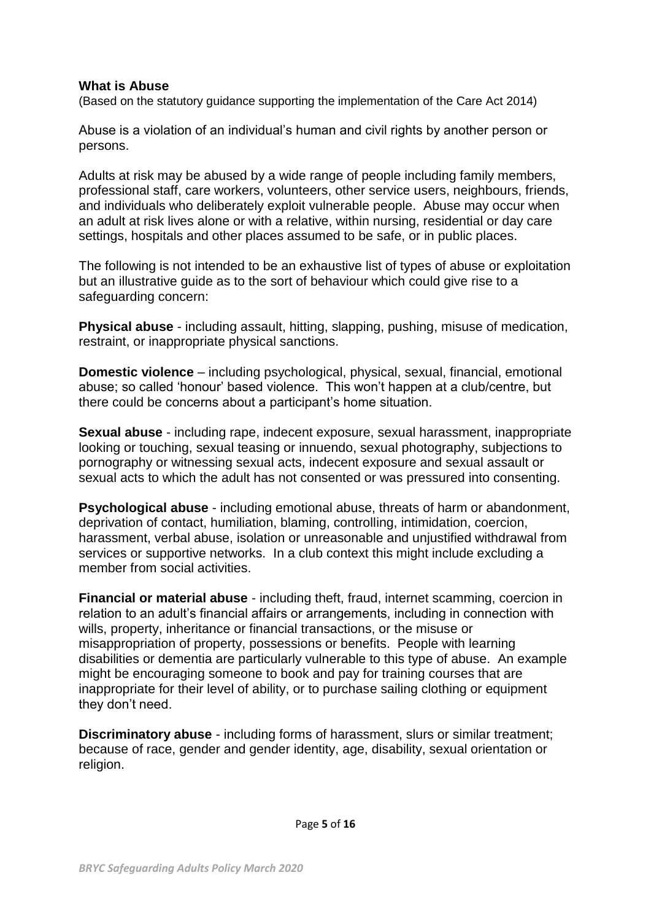**What is Abuse**

(Based on the statutory guidance supporting the implementation of the Care Act 2014)

Abuse is a violation of an individual's human and civil rights by another person or persons.

Adults at risk may be abused by a wide range of people including family members, professional staff, care workers, volunteers, other service users, neighbours, friends, and individuals who deliberately exploit vulnerable people. Abuse may occur when an adult at risk lives alone or with a relative, within nursing, residential or day care settings, hospitals and other places assumed to be safe, or in public places.

The following is not intended to be an exhaustive list of types of abuse or exploitation but an illustrative guide as to the sort of behaviour which could give rise to a safeguarding concern:

**Physical abuse** - including assault, hitting, slapping, pushing, misuse of medication, restraint, or inappropriate physical sanctions.

**Domestic violence** – including psychological, physical, sexual, financial, emotional abuse; so called 'honour' based violence. This won't happen at a club/centre, but there could be concerns about a participant's home situation.

**Sexual abuse** - including rape, indecent exposure, sexual harassment, inappropriate looking or touching, sexual teasing or innuendo, sexual photography, subjections to pornography or witnessing sexual acts, indecent exposure and sexual assault or sexual acts to which the adult has not consented or was pressured into consenting.

**Psychological abuse** - including emotional abuse, threats of harm or abandonment, deprivation of contact, humiliation, blaming, controlling, intimidation, coercion, harassment, verbal abuse, isolation or unreasonable and unjustified withdrawal from services or supportive networks. In a club context this might include excluding a member from social activities.

**Financial or material abuse** - including theft, fraud, internet scamming, coercion in relation to an adult's financial affairs or arrangements, including in connection with wills, property, inheritance or financial transactions, or the misuse or misappropriation of property, possessions or benefits. People with learning disabilities or dementia are particularly vulnerable to this type of abuse. An example might be encouraging someone to book and pay for training courses that are inappropriate for their level of ability, or to purchase sailing clothing or equipment they don't need.

**Discriminatory abuse** - including forms of harassment, slurs or similar treatment; because of race, gender and gender identity, age, disability, sexual orientation or religion.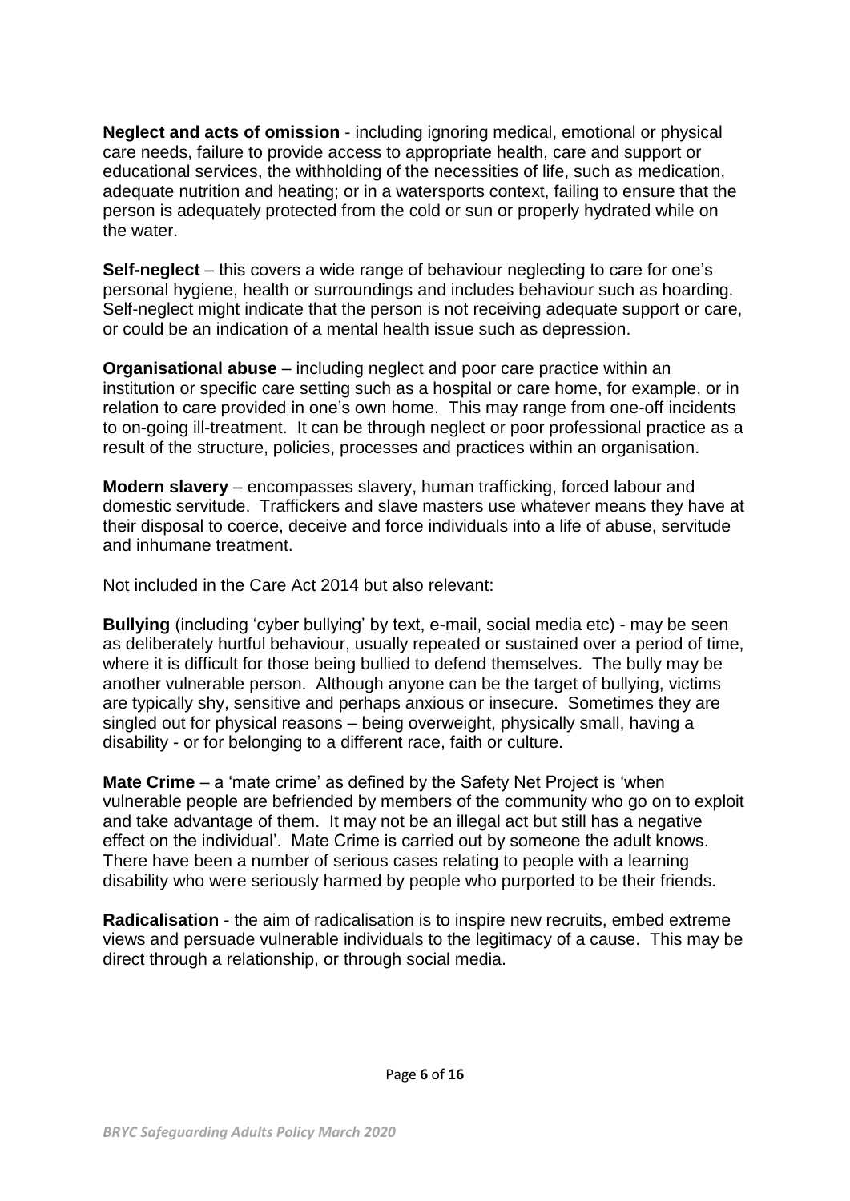**Neglect and acts of omission** - including ignoring medical, emotional or physical care needs, failure to provide access to appropriate health, care and support or educational services, the withholding of the necessities of life, such as medication, adequate nutrition and heating; or in a watersports context, failing to ensure that the person is adequately protected from the cold or sun or properly hydrated while on the water.

**Self-neglect** – this covers a wide range of behaviour neglecting to care for one's personal hygiene, health or surroundings and includes behaviour such as hoarding. Self-neglect might indicate that the person is not receiving adequate support or care, or could be an indication of a mental health issue such as depression.

**Organisational abuse** – including neglect and poor care practice within an institution or specific care setting such as a hospital or care home, for example, or in relation to care provided in one's own home. This may range from one-off incidents to on-going ill-treatment. It can be through neglect or poor professional practice as a result of the structure, policies, processes and practices within an organisation.

**Modern slavery** – encompasses slavery, human trafficking, forced labour and domestic servitude. Traffickers and slave masters use whatever means they have at their disposal to coerce, deceive and force individuals into a life of abuse, servitude and inhumane treatment.

Not included in the Care Act 2014 but also relevant:

**Bullying** (including 'cyber bullying' by text, e-mail, social media etc) - may be seen as deliberately hurtful behaviour, usually repeated or sustained over a period of time, where it is difficult for those being bullied to defend themselves. The bully may be another vulnerable person. Although anyone can be the target of bullying, victims are typically shy, sensitive and perhaps anxious or insecure. Sometimes they are singled out for physical reasons – being overweight, physically small, having a disability - or for belonging to a different race, faith or culture.

**Mate Crime** – a 'mate crime' as defined by the Safety Net Project is 'when vulnerable people are befriended by members of the community who go on to exploit and take advantage of them. It may not be an illegal act but still has a negative effect on the individual'. Mate Crime is carried out by someone the adult knows. There have been a number of serious cases relating to people with a learning disability who were seriously harmed by people who purported to be their friends.

**Radicalisation** - the aim of radicalisation is to inspire new recruits, embed extreme views and persuade vulnerable individuals to the legitimacy of a cause. This may be direct through a relationship, or through social media.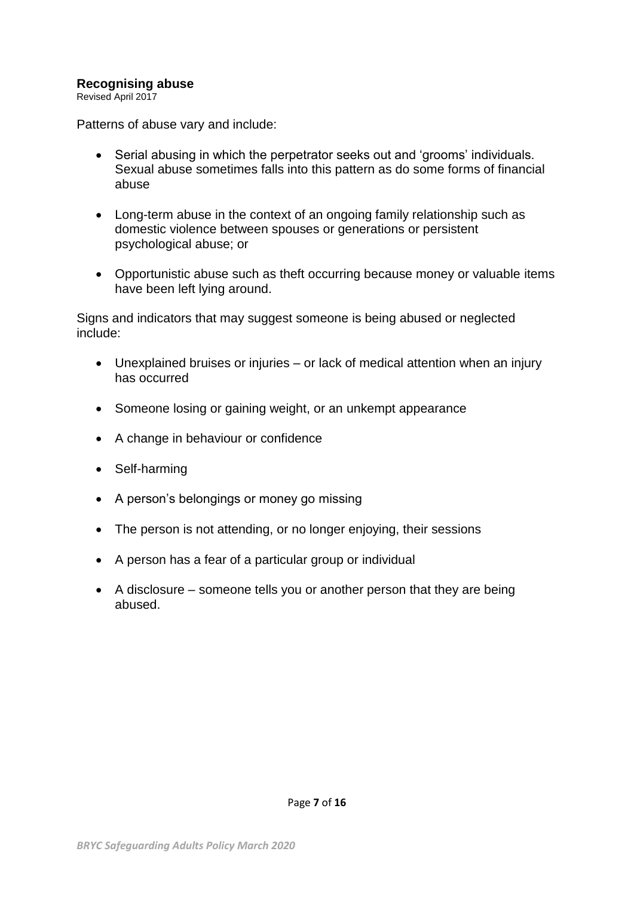## Recognising abuse

Revised April 2017

Patterns of abuse vary and include:

- Serial abusing in which the perpetrator seeks out and 'grooms' individuals. Sexual abuse sometimes falls into this pattern as do some forms of financial abuse
- Long-term abuse in the context of an ongoing family relationship such as domestic violence between spouses or generations or persistent psychological abuse; or
- Opportunistic abuse such as theft occurring because money or valuable items have been left lying around.

Signs and indicators that may suggest someone is being abused or neglected include:

- Unexplained bruises or injuries – or lack of medical attention when an injury has occurred
- Someone losing or gaining weight, or an unkempt appearance
- A change in behaviour or confidence
- Self-harming
- A person's belongings or money go missing
- The person is not attending, or no longer enjoying, their sessions
- A person has a fear of a particular group or individual
- A disclosure – someone tells you or another person that they are being abused.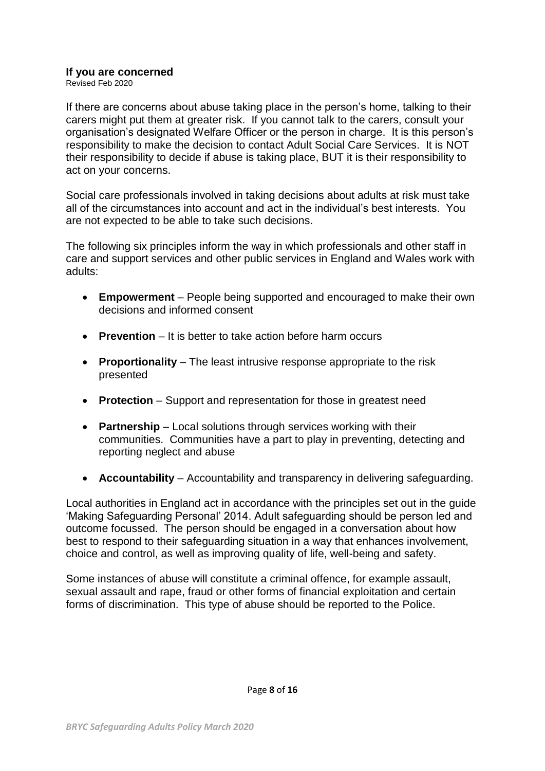## If you are concerned

Revised Feb 2020

If there are concerns about abuse taking place in the person's home, talking to their carers might put them at greater risk. If you cannot talk to the carers, consult your organisation's designated Welfare Officer or the person in charge. It is this person's responsibility to make the decision to contact Adult Social Care Services. It is NOT their responsibility to decide if abuse is taking place, BUT it is their responsibility to act on your concerns.

Social care professionals involved in taking decisions about adults at risk must take all of the circumstances into account and act in the individual's best interests. You are not expected to be able to take such decisions.

The following six principles inform the way in which professionals and other staff in care and support services and other public services in England and Wales work with adults:

- **Empowerment** – People being supported and encouraged to make their own decisions and informed consent
- **Prevention** – It is better to take action before harm occurs
- **Proportionality** – The least intrusive response appropriate to the risk presented
- **Protection** – Support and representation for those in greatest need
- **Partnership** – Local solutions through services working with their communities. Communities have a part to play in preventing, detecting and reporting neglect and abuse
- **Accountability** – Accountability and transparency in delivering safeguarding.

Local authorities in England act in accordance with the principles set out in the guide 'Making Safeguarding Personal' 2014. Adult safeguarding should be person led and outcome focussed. The person should be engaged in a conversation about how best to respond to their safeguarding situation in a way that enhances involvement, choice and control, as well as improving quality of life, well-being and safety.

Some instances of abuse will constitute a criminal offence, for example assault, sexual assault and rape, fraud or other forms of financial exploitation and certain forms of discrimination. This type of abuse should be reported to the Police.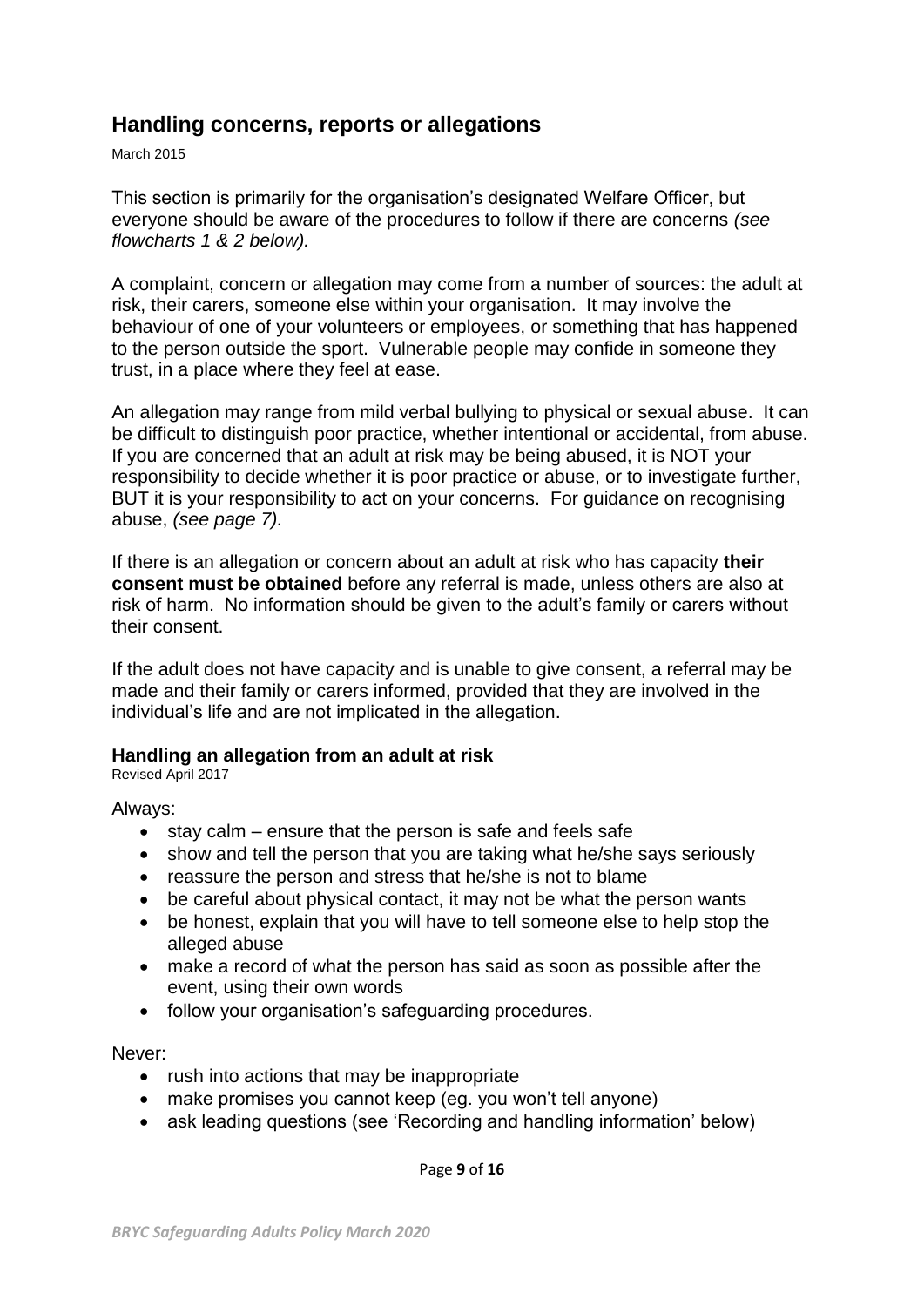## Handling concerns, reports or allegations

March 2015

This section is primarily for the organisation's designated Welfare Officer, but everyone should be aware of the procedures to follow if there are concerns *(see flowcharts 1 & 2 below).*

A complaint, concern or allegation may come from a number of sources: the adult at risk, their carers, someone else within your organisation. It may involve the behaviour of one of your volunteers or employees, or something that has happened to the person outside the sport. Vulnerable people may confide in someone they trust, in a place where they feel at ease.

An allegation may range from mild verbal bullying to physical or sexual abuse. It can be difficult to distinguish poor practice, whether intentional or accidental, from abuse. If you are concerned that an adult at risk may be being abused, it is NOT your responsibility to decide whether it is poor practice or abuse, or to investigate further, BUT it is your responsibility to act on your concerns. For guidance on recognising abuse, *(see page 7).*

If there is an allegation or concern about an adult at risk who has capacity **their consent must be obtained** before any referral is made, unless others are also at risk of harm. No information should be given to the adult's family or carers without their consent.

If the adult does not have capacity and is unable to give consent, a referral may be made and their family or carers informed, provided that they are involved in the individual's life and are not implicated in the allegation.

### Handling an allegation from an adult at risk

Revised April 2017

Always:

- stay calm – ensure that the person is safe and feels safe
- show and tell the person that you are taking what he/she says seriously
- reassure the person and stress that he/she is not to blame
- be careful about physical contact, it may not be what the person wants
- be honest, explain that you will have to tell someone else to help stop the alleged abuse
- make a record of what the person has said as soon as possible after the event, using their own words
- follow your organisation's safeguarding procedures.

Never:

- rush into actions that may be inappropriate
- make promises you cannot keep (eg. you won't tell anyone)
- ask leading questions (see 'Recording and handling information' below)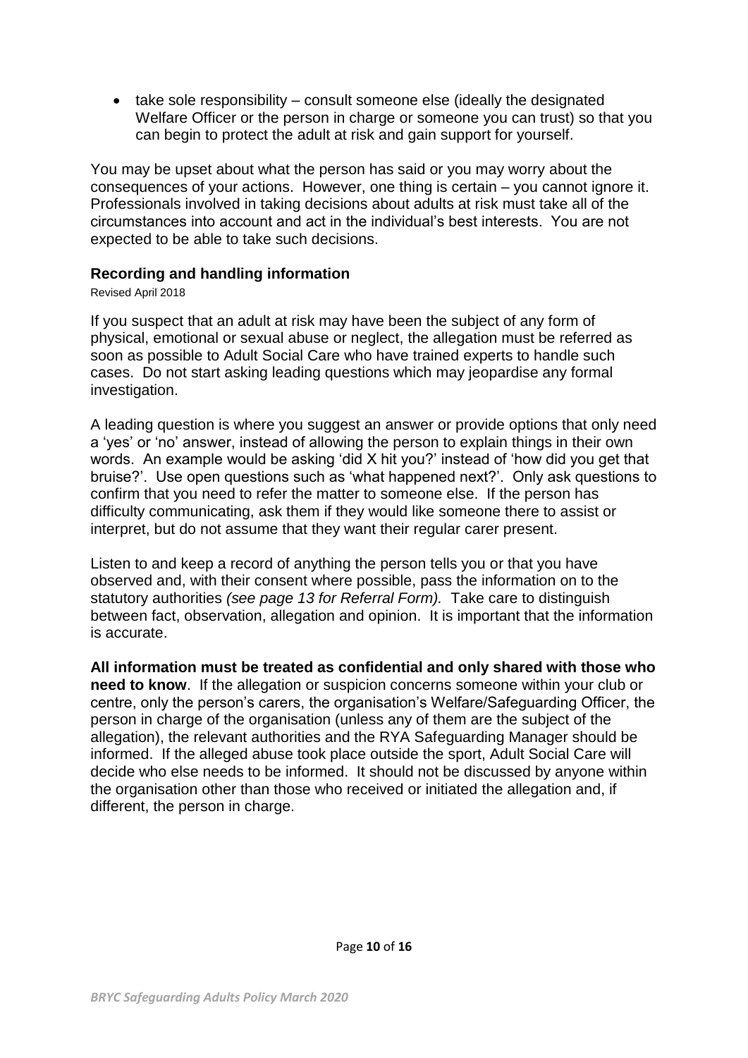- take sole responsibility – consult someone else (ideally the designated Welfare Officer or the person in charge or someone you can trust) so that you can begin to protect the adult at risk and gain support for yourself.

You may be upset about what the person has said or you may worry about the consequences of your actions. However, one thing is certain – you cannot ignore it. Professionals involved in taking decisions about adults at risk must take all of the circumstances into account and act in the individual's best interests. You are not expected to be able to take such decisions.

### Recording and handling information

Revised April 2018

If you suspect that an adult at risk may have been the subject of any form of physical, emotional or sexual abuse or neglect, the allegation must be referred as soon as possible to Adult Social Care who have trained experts to handle such cases. Do not start asking leading questions which may jeopardise any formal investigation.

A leading question is where you suggest an answer or provide options that only need a 'yes' or 'no' answer, instead of allowing the person to explain things in their own words. An example would be asking 'did X hit you?' instead of 'how did you get that bruise?'. Use open questions such as 'what happened next?'. Only ask questions to confirm that you need to refer the matter to someone else. If the person has difficulty communicating, ask them if they would like someone there to assist or interpret, but do not assume that they want their regular carer present.

Listen to and keep a record of anything the person tells you or that you have observed and, with their consent where possible, pass the information on to the statutory authorities *(see page 13 for Referral Form).* Take care to distinguish between fact, observation, allegation and opinion. It is important that the information is accurate.

**All information must be treated as confidential and only shared with those who need to know**. If the allegation or suspicion concerns someone within your club or centre, only the person's carers, the organisation's Welfare/Safeguarding Officer, the person in charge of the organisation (unless any of them are the subject of the allegation), the relevant authorities and the RYA Safeguarding Manager should be informed. If the alleged abuse took place outside the sport, Adult Social Care will decide who else needs to be informed. It should not be discussed by anyone within the organisation other than those who received or initiated the allegation and, if different, the person in charge.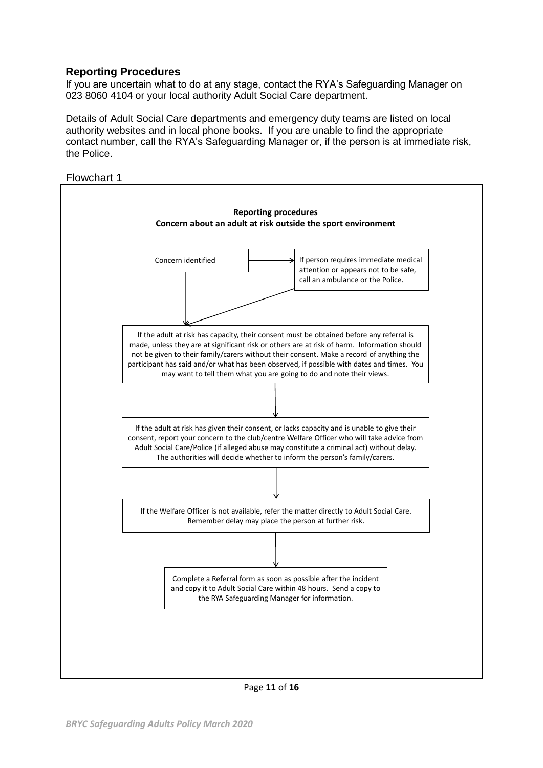## Reporting Procedures

If you are uncertain what to do at any stage, contact the RYA's Safeguarding Manager on 023 8060 4104 or your local authority Adult Social Care department.

Details of Adult Social Care departments and emergency duty teams are listed on local authority websites and in local phone books. If you are unable to find the appropriate contact number, call the RYA's Safeguarding Manager or, if the person is at immediate risk, the Police.

Flowchart 1

**Reporting procedures**
**Concern about an adult at risk outside the sport environment**

Concern identified → If person requires immediate medical attention or appears not to be safe, call an ambulance or the Police.

↓

If the adult at risk has capacity, their consent must be obtained before any referral is made, unless they are at significant risk or others are at risk of harm. Information should not be given to their family/carers without their consent. Make a record of anything the participant has said and/or what has been observed, if possible with dates and times. You may want to tell them what you are going to do and note their views.

↓

If the adult at risk has given their consent, or lacks capacity and is unable to give their consent, report your concern to the club/centre Welfare Officer who will take advice from Adult Social Care/Police (if alleged abuse may constitute a criminal act) without delay. The authorities will decide whether to inform the person's family/carers.

↓

If the Welfare Officer is not available, refer the matter directly to Adult Social Care. Remember delay may place the person at further risk.

↓

Complete a Referral form as soon as possible after the incident and copy it to Adult Social Care within 48 hours. Send a copy to the RYA Safeguarding Manager for information.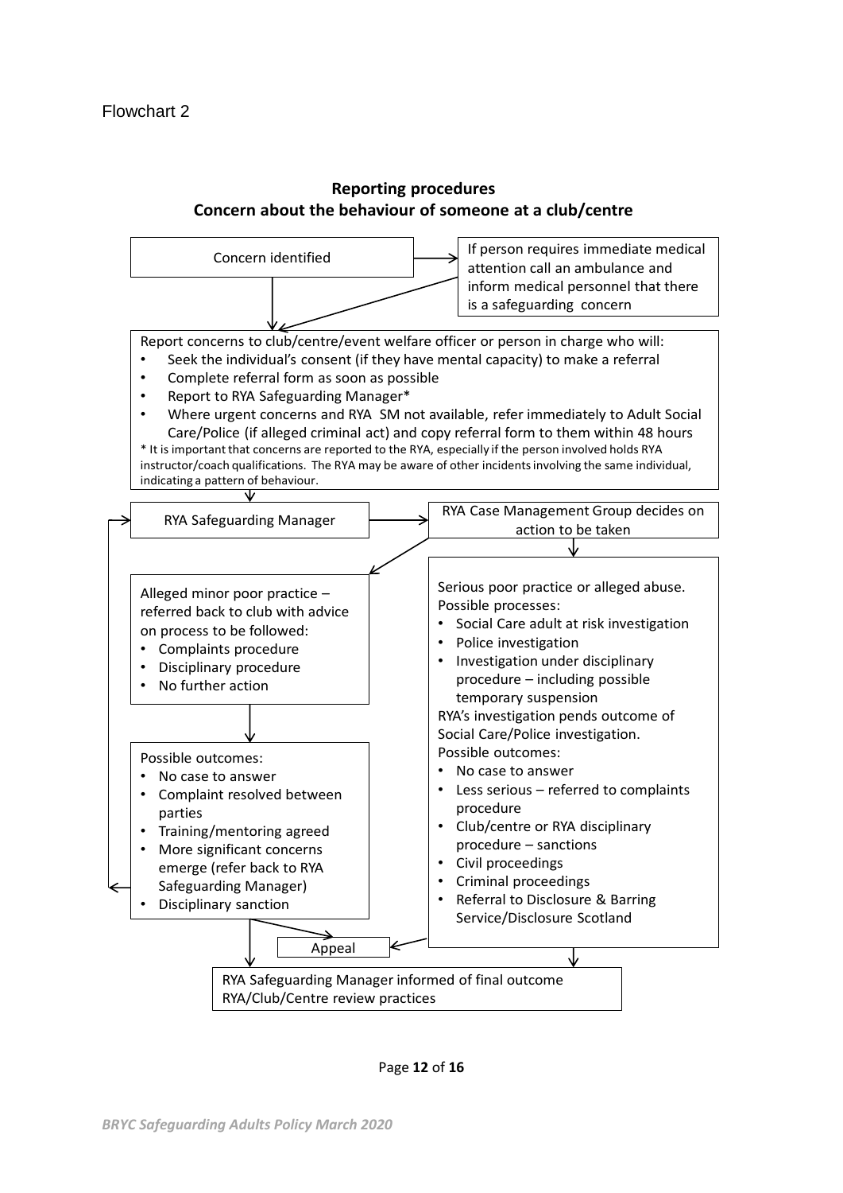Flowchart 2

**Reporting procedures**
**Concern about the behaviour of someone at a club/centre**

Concern identified

If person requires immediate medical attention call an ambulance and inform medical personnel that there is a safeguarding concern

Report concerns to club/centre/event welfare officer or person in charge who will:

- Seek the individual's consent (if they have mental capacity) to make a referral
- Complete referral form as soon as possible
- Report to RYA Safeguarding Manager*
- Where urgent concerns and RYA SM not available, refer immediately to Adult Social Care/Police (if alleged criminal act) and copy referral form to them within 48 hours

* It is important that concerns are reported to the RYA, especially if the person involved holds RYA instructor/coach qualifications. The RYA may be aware of other incidents involving the same individual, indicating a pattern of behaviour.

RYA Safeguarding Manager

RYA Case Management Group decides on action to be taken

Alleged minor poor practice – referred back to club with advice on process to be followed:

- Complaints procedure
- Disciplinary procedure
- No further action

Possible outcomes:

- No case to answer
- Complaint resolved between parties
- Training/mentoring agreed
- More significant concerns emerge (refer back to RYA Safeguarding Manager)
- Disciplinary sanction

Serious poor practice or alleged abuse.
Possible processes:

- Social Care adult at risk investigation
- Police investigation
- Investigation under disciplinary procedure – including possible temporary suspension

RYA's investigation pends outcome of Social Care/Police investigation.
Possible outcomes:

- No case to answer
- Less serious – referred to complaints procedure
- Club/centre or RYA disciplinary procedure – sanctions
- Civil proceedings
- Criminal proceedings
- Referral to Disclosure & Barring Service/Disclosure Scotland

Appeal

RYA Safeguarding Manager informed of final outcome
RYA/Club/Centre review practices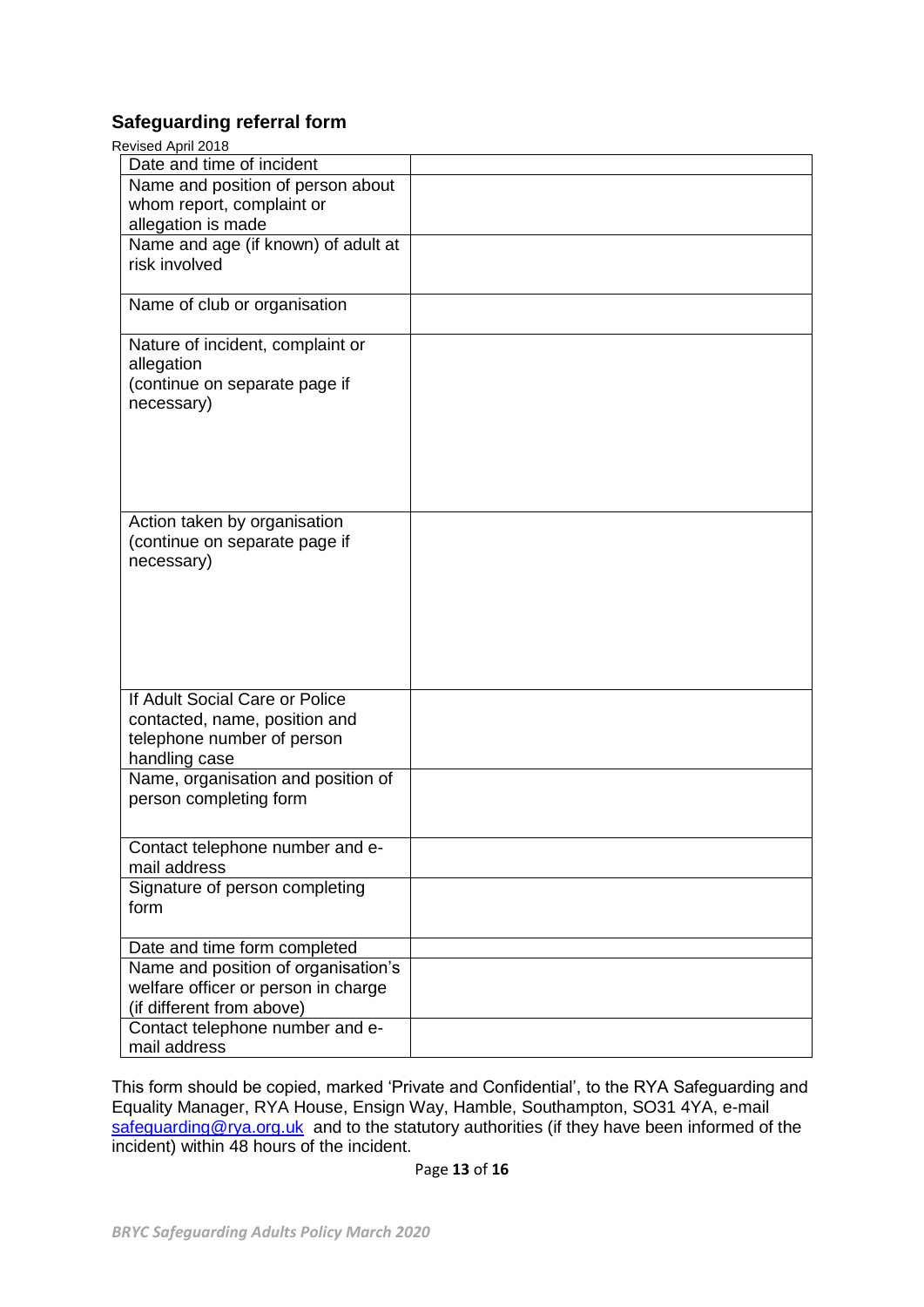## Safeguarding referral form

Revised April 2018

| | |
|---|---|
| Date and time of incident | |
| Name and position of person about whom report, complaint or allegation is made | |
| Name and age (if known) of adult at risk involved | |
| Name of club or organisation | |
| Nature of incident, complaint or allegation (continue on separate page if necessary) | |
| Action taken by organisation (continue on separate page if necessary) | |
| If Adult Social Care or Police contacted, name, position and telephone number of person handling case | |
| Name, organisation and position of person completing form | |
| Contact telephone number and e-mail address | |
| Signature of person completing form | |
| Date and time form completed | |
| Name and position of organisation's welfare officer or person in charge (if different from above) | |
| Contact telephone number and e-mail address | |

This form should be copied, marked 'Private and Confidential', to the RYA Safeguarding and Equality Manager, RYA House, Ensign Way, Hamble, Southampton, SO31 4YA, e-mail safeguarding@rya.org.uk and to the statutory authorities (if they have been informed of the incident) within 48 hours of the incident.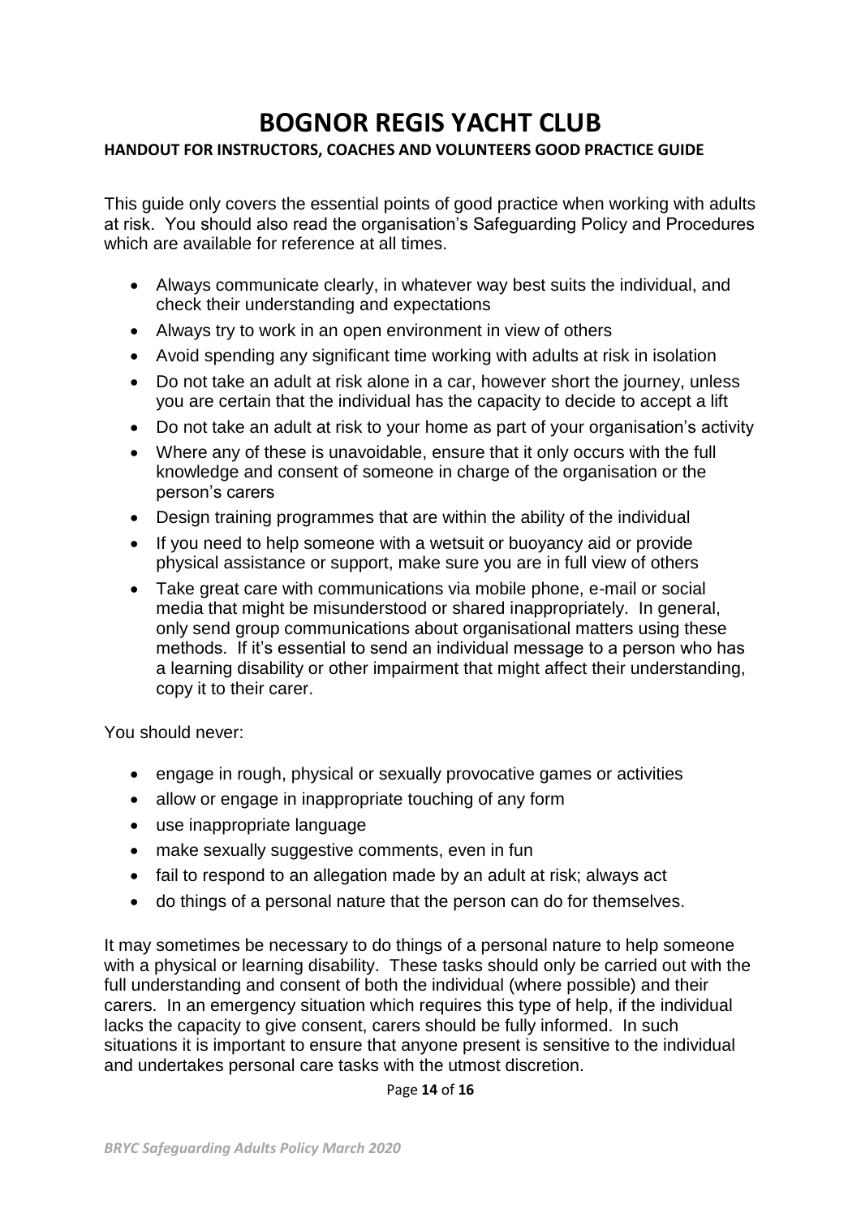# BOGNOR REGIS YACHT CLUB

**HANDOUT FOR INSTRUCTORS, COACHES AND VOLUNTEERS GOOD PRACTICE GUIDE**

This guide only covers the essential points of good practice when working with adults at risk. You should also read the organisation's Safeguarding Policy and Procedures which are available for reference at all times.

- Always communicate clearly, in whatever way best suits the individual, and check their understanding and expectations
- Always try to work in an open environment in view of others
- Avoid spending any significant time working with adults at risk in isolation
- Do not take an adult at risk alone in a car, however short the journey, unless you are certain that the individual has the capacity to decide to accept a lift
- Do not take an adult at risk to your home as part of your organisation's activity
- Where any of these is unavoidable, ensure that it only occurs with the full knowledge and consent of someone in charge of the organisation or the person's carers
- Design training programmes that are within the ability of the individual
- If you need to help someone with a wetsuit or buoyancy aid or provide physical assistance or support, make sure you are in full view of others
- Take great care with communications via mobile phone, e-mail or social media that might be misunderstood or shared inappropriately. In general, only send group communications about organisational matters using these methods. If it's essential to send an individual message to a person who has a learning disability or other impairment that might affect their understanding, copy it to their carer.

You should never:

- engage in rough, physical or sexually provocative games or activities
- allow or engage in inappropriate touching of any form
- use inappropriate language
- make sexually suggestive comments, even in fun
- fail to respond to an allegation made by an adult at risk; always act
- do things of a personal nature that the person can do for themselves.

It may sometimes be necessary to do things of a personal nature to help someone with a physical or learning disability. These tasks should only be carried out with the full understanding and consent of both the individual (where possible) and their carers. In an emergency situation which requires this type of help, if the individual lacks the capacity to give consent, carers should be fully informed. In such situations it is important to ensure that anyone present is sensitive to the individual and undertakes personal care tasks with the utmost discretion.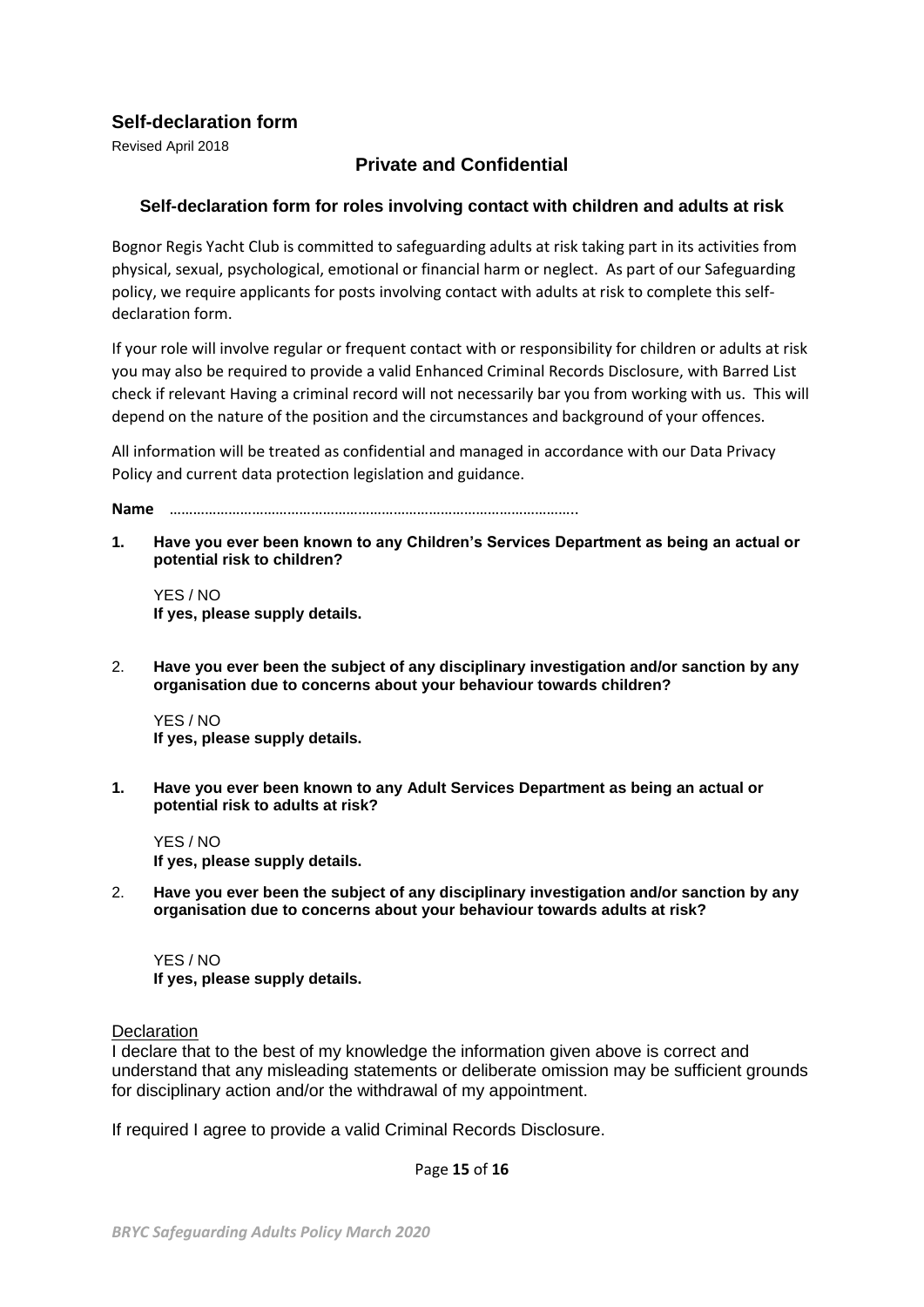## Self-declaration form

Revised April 2018

### Private and Confidential

#### Self-declaration form for roles involving contact with children and adults at risk

Bognor Regis Yacht Club is committed to safeguarding adults at risk taking part in its activities from physical, sexual, psychological, emotional or financial harm or neglect. As part of our Safeguarding policy, we require applicants for posts involving contact with adults at risk to complete this self-declaration form.

If your role will involve regular or frequent contact with or responsibility for children or adults at risk you may also be required to provide a valid Enhanced Criminal Records Disclosure, with Barred List check if relevant Having a criminal record will not necessarily bar you from working with us. This will depend on the nature of the position and the circumstances and background of your offences.

All information will be treated as confidential and managed in accordance with our Data Privacy Policy and current data protection legislation and guidance.

**Name** ……………………………………………………………………………………..

1. **Have you ever been known to any Children's Services Department as being an actual or potential risk to children?**

   YES / NO
   **If yes, please supply details.**

2. **Have you ever been the subject of any disciplinary investigation and/or sanction by any organisation due to concerns about your behaviour towards children?**

   YES / NO
   **If yes, please supply details.**

1. **Have you ever been known to any Adult Services Department as being an actual or potential risk to adults at risk?**

   YES / NO
   **If yes, please supply details.**

2. **Have you ever been the subject of any disciplinary investigation and/or sanction by any organisation due to concerns about your behaviour towards adults at risk?**

   YES / NO
   **If yes, please supply details.**

<u>Declaration</u>

I declare that to the best of my knowledge the information given above is correct and understand that any misleading statements or deliberate omission may be sufficient grounds for disciplinary action and/or the withdrawal of my appointment.

If required I agree to provide a valid Criminal Records Disclosure.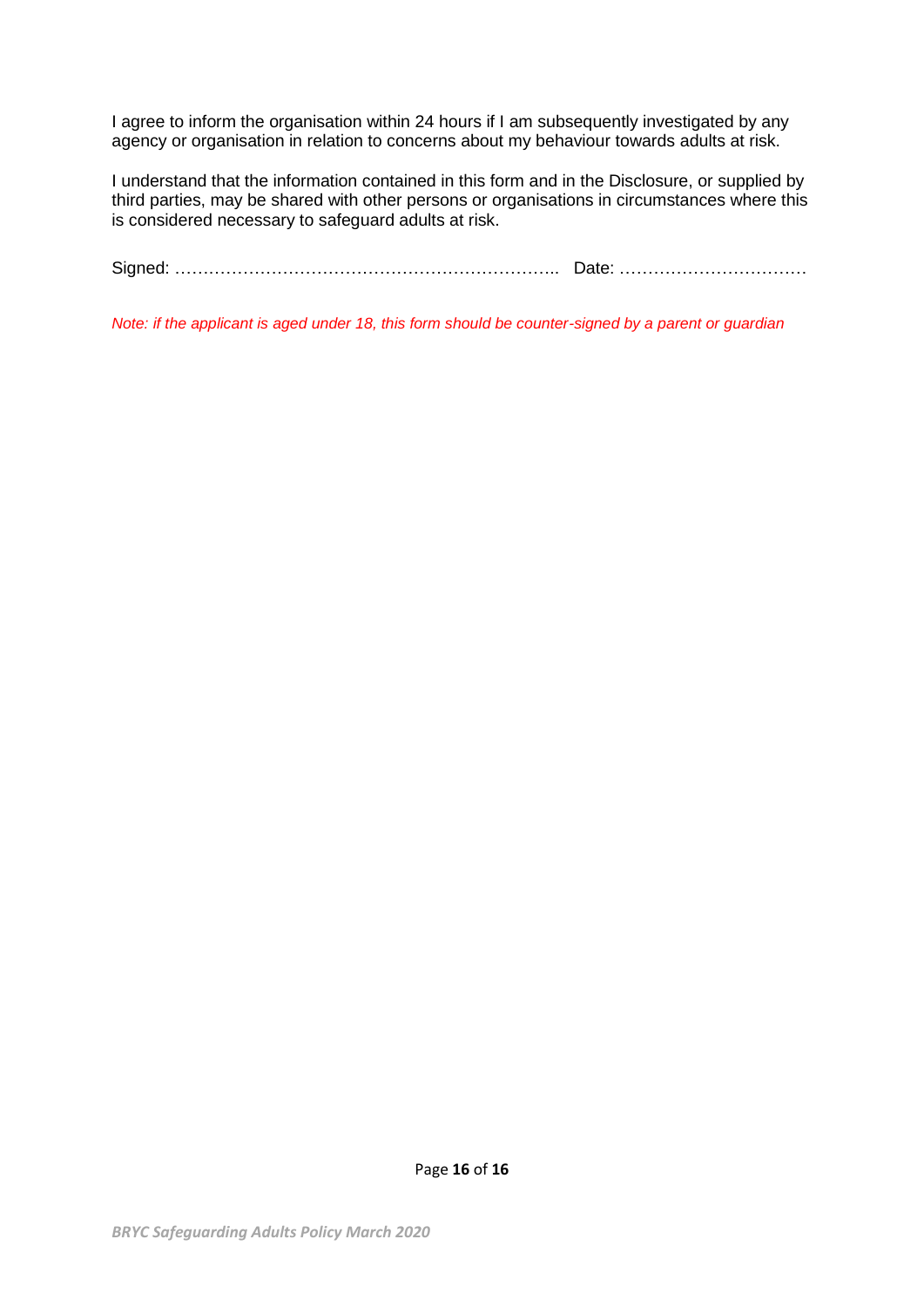I agree to inform the organisation within 24 hours if I am subsequently investigated by any agency or organisation in relation to concerns about my behaviour towards adults at risk.

I understand that the information contained in this form and in the Disclosure, or supplied by third parties, may be shared with other persons or organisations in circumstances where this is considered necessary to safeguard adults at risk.

Signed: ………………………………………………………….. Date: ……………………………

*Note: if the applicant is aged under 18, this form should be counter-signed by a parent or guardian*